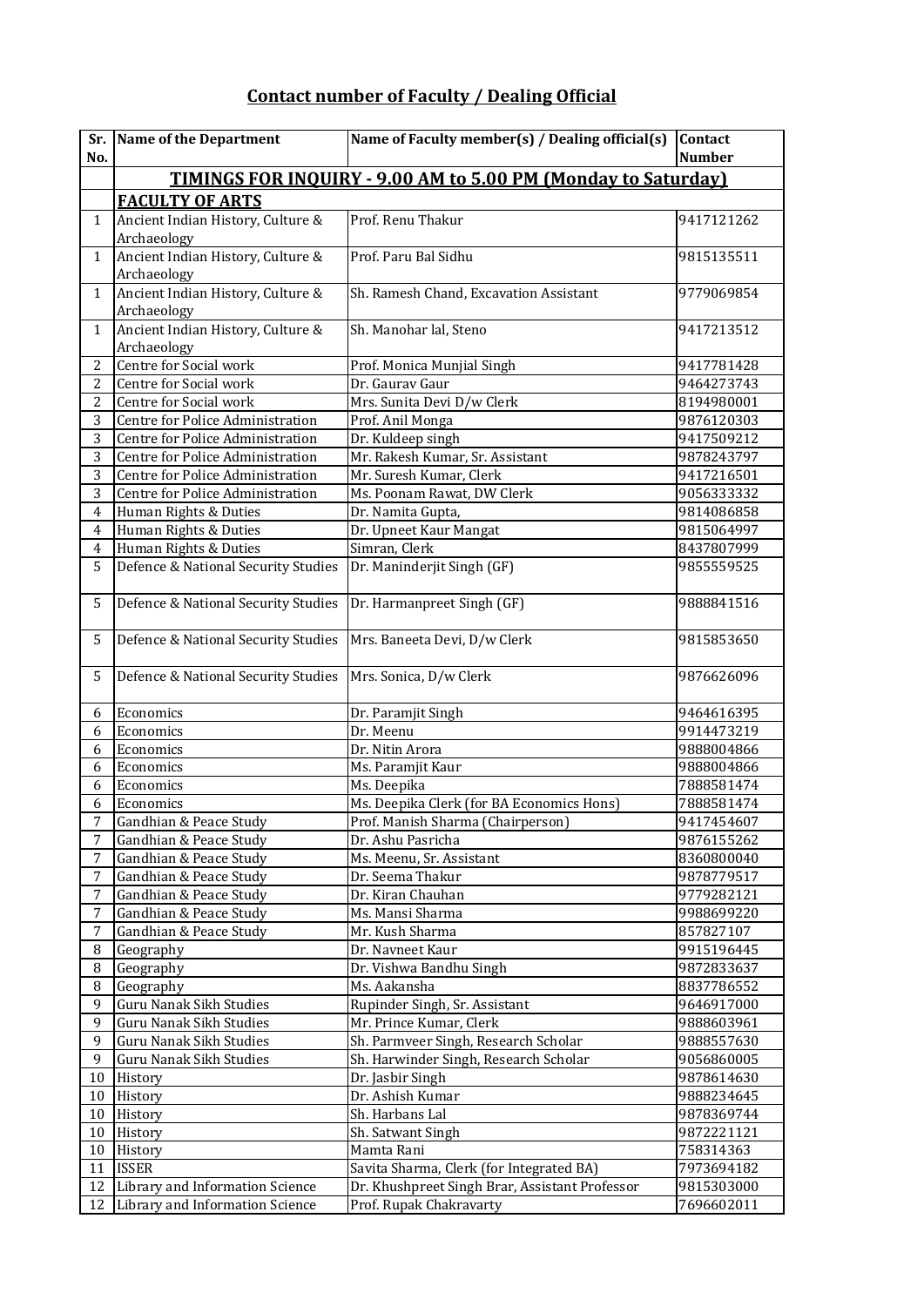## Contact number of Faculty / Dealing Official

| Sr. No. | Name of the Department | Name of Faculty member(s) / Dealing official(s) | Contact Number |
|---|---|---|---|
| | **TIMINGS FOR INQUIRY - 9.00 AM to 5.00 PM (Monday to Saturday)** | | |
| | **FACULTY OF ARTS** | | |
| 1 | Ancient Indian History, Culture & Archaeology | Prof. Renu Thakur | 9417121262 |
| 1 | Ancient Indian History, Culture & Archaeology | Prof. Paru Bal Sidhu | 9815135511 |
| 1 | Ancient Indian History, Culture & Archaeology | Sh. Ramesh Chand, Excavation Assistant | 9779069854 |
| 1 | Ancient Indian History, Culture & Archaeology | Sh. Manohar lal, Steno | 9417213512 |
| 2 | Centre for Social work | Prof. Monica Munjial Singh | 9417781428 |
| 2 | Centre for Social work | Dr. Gaurav Gaur | 9464273743 |
| 2 | Centre for Social work | Mrs. Sunita Devi D/w Clerk | 8194980001 |
| 3 | Centre for Police Administration | Prof. Anil Monga | 9876120303 |
| 3 | Centre for Police Administration | Dr. Kuldeep singh | 9417509212 |
| 3 | Centre for Police Administration | Mr. Rakesh Kumar, Sr. Assistant | 9878243797 |
| 3 | Centre for Police Administration | Mr. Suresh Kumar, Clerk | 9417216501 |
| 3 | Centre for Police Administration | Ms. Poonam Rawat, DW Clerk | 9056333332 |
| 4 | Human Rights & Duties | Dr. Namita Gupta, | 9814086858 |
| 4 | Human Rights & Duties | Dr. Upneet Kaur Mangat | 9815064997 |
| 4 | Human Rights & Duties | Simran, Clerk | 8437807999 |
| 5 | Defence & National Security Studies | Dr. Maninderjit Singh (GF) | 9855559525 |
| 5 | Defence & National Security Studies | Dr. Harmanpreet Singh (GF) | 9888841516 |
| 5 | Defence & National Security Studies | Mrs. Baneeta Devi, D/w Clerk | 9815853650 |
| 5 | Defence & National Security Studies | Mrs. Sonica, D/w Clerk | 9876626096 |
| 6 | Economics | Dr. Paramjit Singh | 9464616395 |
| 6 | Economics | Dr. Meenu | 9914473219 |
| 6 | Economics | Dr. Nitin Arora | 9888004866 |
| 6 | Economics | Ms. Paramjit Kaur | 9888004866 |
| 6 | Economics | Ms. Deepika | 7888581474 |
| 6 | Economics | Ms. Deepika Clerk (for BA Economics Hons) | 7888581474 |
| 7 | Gandhian & Peace Study | Prof. Manish Sharma (Chairperson) | 9417454607 |
| 7 | Gandhian & Peace Study | Dr. Ashu Pasricha | 9876155262 |
| 7 | Gandhian & Peace Study | Ms. Meenu, Sr. Assistant | 8360800040 |
| 7 | Gandhian & Peace Study | Dr. Seema Thakur | 9878779517 |
| 7 | Gandhian & Peace Study | Dr. Kiran Chauhan | 9779282121 |
| 7 | Gandhian & Peace Study | Ms. Mansi Sharma | 9988699220 |
| 7 | Gandhian & Peace Study | Mr. Kush Sharma | 857827107 |
| 8 | Geography | Dr. Navneet Kaur | 9915196445 |
| 8 | Geography | Dr. Vishwa Bandhu Singh | 9872833637 |
| 8 | Geography | Ms. Aakansha | 8837786552 |
| 9 | Guru Nanak Sikh Studies | Rupinder Singh, Sr. Assistant | 9646917000 |
| 9 | Guru Nanak Sikh Studies | Mr. Prince Kumar, Clerk | 9888603961 |
| 9 | Guru Nanak Sikh Studies | Sh. Parmveer Singh, Research Scholar | 9888557630 |
| 9 | Guru Nanak Sikh Studies | Sh. Harwinder Singh, Research Scholar | 9056860005 |
| 10 | History | Dr. Jasbir Singh | 9878614630 |
| 10 | History | Dr. Ashish Kumar | 9888234645 |
| 10 | History | Sh. Harbans Lal | 9878369744 |
| 10 | History | Sh. Satwant Singh | 9872221121 |
| 10 | History | Mamta Rani | 758314363 |
| 11 | ISSER | Savita Sharma, Clerk (for Integrated BA) | 7973694182 |
| 12 | Library and Information Science | Dr. Khushpreet Singh Brar, Assistant Professor | 9815303000 |
| 12 | Library and Information Science | Prof. Rupak Chakravarty | 7696602011 |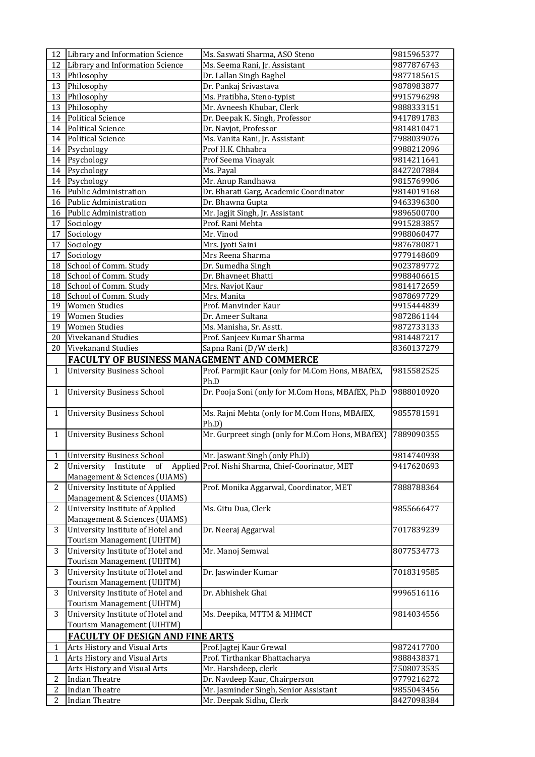| | | | |
|---|---|---|---|
| 12 | Library and Information Science | Ms. Saswati Sharma, ASO Steno | 9815965377 |
| 12 | Library and Information Science | Ms. Seema Rani, Jr. Assistant | 9877876743 |
| 13 | Philosophy | Dr. Lallan Singh Baghel | 9877185615 |
| 13 | Philosophy | Dr. Pankaj Srivastava | 9878983877 |
| 13 | Philosophy | Ms. Pratibha, Steno-typist | 9915796298 |
| 13 | Philosophy | Mr. Avneesh Khubar, Clerk | 9888333151 |
| 14 | Political Science | Dr. Deepak K. Singh, Professor | 9417891783 |
| 14 | Political Science | Dr. Navjot, Professor | 9814810471 |
| 14 | Political Science | Ms. Vanita Rani, Jr. Assistant | 7988039076 |
| 14 | Psychology | Prof H.K. Chhabra | 9988212096 |
| 14 | Psychology | Prof Seema Vinayak | 9814211641 |
| 14 | Psychology | Ms. Payal | 8427207884 |
| 14 | Psychology | Mr. Anup Randhawa | 9815769906 |
| 16 | Public Administration | Dr. Bharati Garg, Academic Coordinator | 9814019168 |
| 16 | Public Administration | Dr. Bhawna Gupta | 9463396300 |
| 16 | Public Administration | Mr. Jagjit Singh, Jr. Assistant | 9896500700 |
| 17 | Sociology | Prof. Rani Mehta | 9915283857 |
| 17 | Sociology | Mr. Vinod | 9988060477 |
| 17 | Sociology | Mrs. Jyoti Saini | 9876780871 |
| 17 | Sociology | Mrs Reena Sharma | 9779148609 |
| 18 | School of Comm. Study | Dr. Sumedha Singh | 9023789772 |
| 18 | School of Comm. Study | Dr. Bhavneet Bhatti | 9988406615 |
| 18 | School of Comm. Study | Mrs. Navjot Kaur | 9814172659 |
| 18 | School of Comm. Study | Mrs. Manita | 9878697729 |
| 19 | Women Studies | Prof. Manvinder Kaur | 9915444839 |
| 19 | Women Studies | Dr. Ameer Sultana | 9872861144 |
| 19 | Women Studies | Ms. Manisha, Sr. Asstt. | 9872733133 |
| 20 | Vivekanand Studies | Prof. Sanjeev Kumar Sharma | 9814487217 |
| 20 | Vivekanand Studies | Sapna Rani (D/W clerk) | 8360137279 |
| | **FACULTY OF BUSINESS MANAGEMENT AND COMMERCE** | | |
| 1 | University Business School | Prof. Parmjit Kaur (only for M.Com Hons, MBAfEX, Ph.D | 9815582525 |
| 1 | University Business School | Dr. Pooja Soni (only for M.Com Hons, MBAfEX, Ph.D | 9888010920 |
| 1 | University Business School | Ms. Rajni Mehta (only for M.Com Hons, MBAfEX, Ph.D) | 9855781591 |
| 1 | University Business School | Mr. Gurpreet singh (only for M.Com Hons, MBAfEX) | 7889090355 |
| 1 | University Business School | Mr. Jaswant Singh (only Ph.D) | 9814740938 |
| 2 | University Institute of Applied Management & Sciences (UIAMS) | Prof. Nishi Sharma, Chief-Coorinator, MET | 9417620693 |
| 2 | University Institute of Applied Management & Sciences (UIAMS) | Prof. Monika Aggarwal, Coordinator, MET | 7888788364 |
| 2 | University Institute of Applied Management & Sciences (UIAMS) | Ms. Gitu Dua, Clerk | 9855666477 |
| 3 | University Institute of Hotel and Tourism Management (UIHTM) | Dr. Neeraj Aggarwal | 7017839239 |
| 3 | University Institute of Hotel and Tourism Management (UIHTM) | Mr. Manoj Semwal | 8077534773 |
| 3 | University Institute of Hotel and Tourism Management (UIHTM) | Dr. Jaswinder Kumar | 7018319585 |
| 3 | University Institute of Hotel and Tourism Management (UIHTM) | Dr. Abhishek Ghai | 9996516116 |
| 3 | University Institute of Hotel and Tourism Management (UIHTM) | Ms. Deepika, MTTM & MHMCT | 9814034556 |
| | **FACULTY OF DESIGN AND FINE ARTS** | | |
| 1 | Arts History and Visual Arts | Prof.Jagtej Kaur Grewal | 9872417700 |
| 1 | Arts History and Visual Arts | Prof. Tirthankar Bhattacharya | 9888438371 |
| | Arts History and Visual Arts | Mr. Harshdeep, clerk | 7508073535 |
| 2 | Indian Theatre | Dr. Navdeep Kaur, Chairperson | 9779216272 |
| 2 | Indian Theatre | Mr. Jasminder Singh, Senior Assistant | 9855043456 |
| 2 | Indian Theatre | Mr. Deepak Sidhu, Clerk | 8427098384 |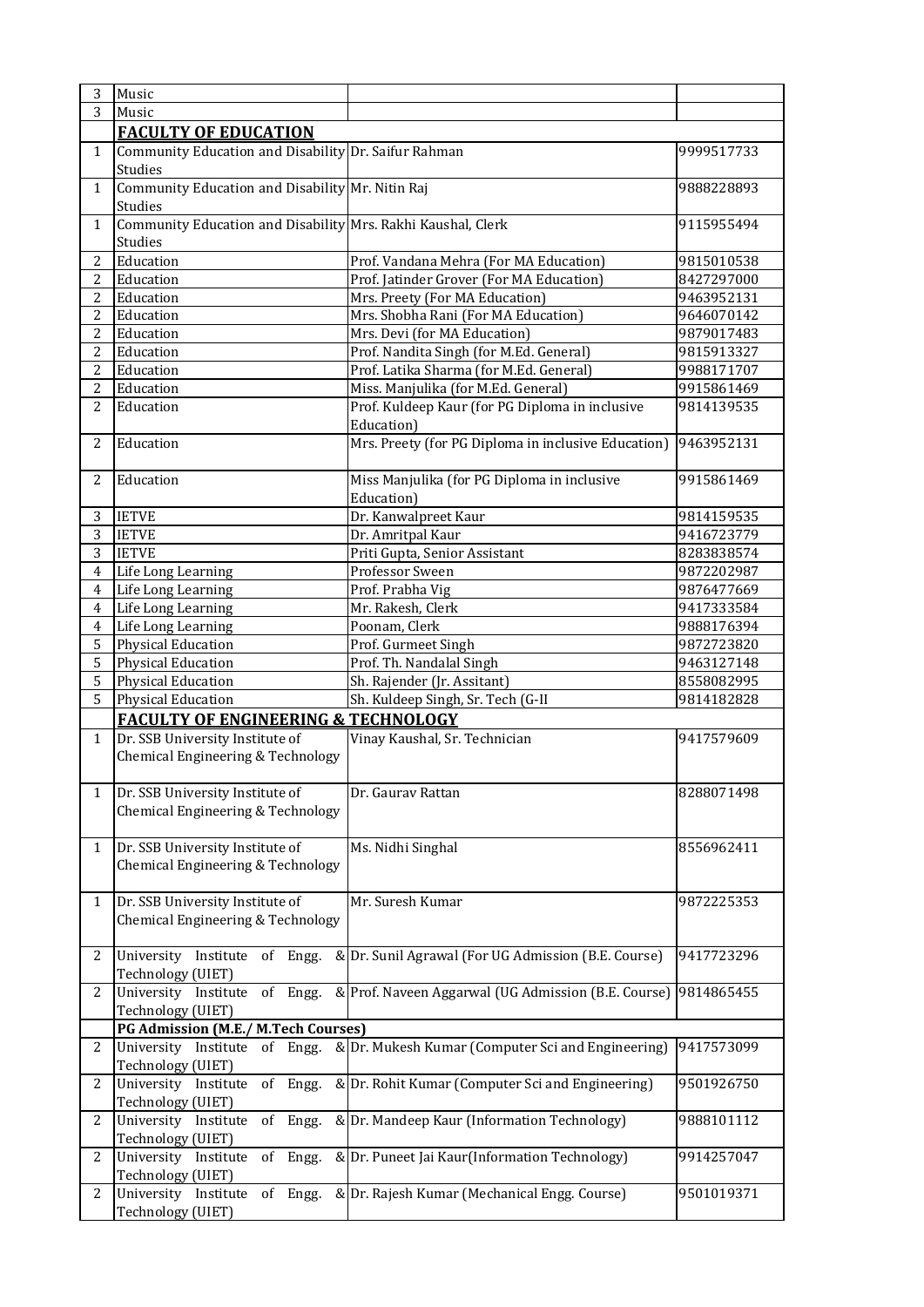| | | | |
|---|---|---|---|
| 3 | Music | | |
| 3 | Music | | |
| | **FACULTY OF EDUCATION** | | |
| 1 | Community Education and Disability Studies | Dr. Saifur Rahman | 9999517733 |
| 1 | Community Education and Disability Studies | Mr. Nitin Raj | 9888228893 |
| 1 | Community Education and Disability Studies | Mrs. Rakhi Kaushal, Clerk | 9115955494 |
| 2 | Education | Prof. Vandana Mehra (For MA Education) | 9815010538 |
| 2 | Education | Prof. Jatinder Grover (For MA Education) | 8427297000 |
| 2 | Education | Mrs. Preety (For MA Education) | 9463952131 |
| 2 | Education | Mrs. Shobha Rani (For MA Education) | 9646070142 |
| 2 | Education | Mrs. Devi (for MA Education) | 9879017483 |
| 2 | Education | Prof. Nandita Singh (for M.Ed. General) | 9815913327 |
| 2 | Education | Prof. Latika Sharma (for M.Ed. General) | 9988171707 |
| 2 | Education | Miss. Manjulika (for M.Ed. General) | 9915861469 |
| 2 | Education | Prof. Kuldeep Kaur (for PG Diploma in inclusive Education) | 9814139535 |
| 2 | Education | Mrs. Preety (for PG Diploma in inclusive Education) | 9463952131 |
| 2 | Education | Miss Manjulika (for PG Diploma in inclusive Education) | 9915861469 |
| 3 | IETVE | Dr. Kanwalpreet Kaur | 9814159535 |
| 3 | IETVE | Dr. Amritpal Kaur | 9416723779 |
| 3 | IETVE | Priti Gupta, Senior Assistant | 8283838574 |
| 4 | Life Long Learning | Professor Sween | 9872202987 |
| 4 | Life Long Learning | Prof. Prabha Vig | 9876477669 |
| 4 | Life Long Learning | Mr. Rakesh, Clerk | 9417333584 |
| 4 | Life Long Learning | Poonam, Clerk | 9888176394 |
| 5 | Physical Education | Prof. Gurmeet Singh | 9872723820 |
| 5 | Physical Education | Prof. Th. Nandalal Singh | 9463127148 |
| 5 | Physical Education | Sh. Rajender (Jr. Assitant) | 8558082995 |
| 5 | Physical Education | Sh. Kuldeep Singh, Sr. Tech (G-II | 9814182828 |
| | **FACULTY OF ENGINEERING & TECHNOLOGY** | | |
| 1 | Dr. SSB University Institute of Chemical Engineering & Technology | Vinay Kaushal, Sr. Technician | 9417579609 |
| 1 | Dr. SSB University Institute of Chemical Engineering & Technology | Dr. Gaurav Rattan | 8288071498 |
| 1 | Dr. SSB University Institute of Chemical Engineering & Technology | Ms. Nidhi Singhal | 8556962411 |
| 1 | Dr. SSB University Institute of Chemical Engineering & Technology | Mr. Suresh Kumar | 9872225353 |
| 2 | University Institute of Engg. & Technology (UIET) | Dr. Sunil Agrawal (For UG Admission (B.E. Course) | 9417723296 |
| 2 | University Institute of Engg. & Technology (UIET) | Prof. Naveen Aggarwal (UG Admission (B.E. Course) | 9814865455 |
| | **PG Admission (M.E./ M.Tech Courses)** | | |
| 2 | University Institute of Engg. & Technology (UIET) | Dr. Mukesh Kumar (Computer Sci and Engineering) | 9417573099 |
| 2 | University Institute of Engg. & Technology (UIET) | Dr. Rohit Kumar (Computer Sci and Engineering) | 9501926750 |
| 2 | University Institute of Engg. & Technology (UIET) | Dr. Mandeep Kaur (Information Technology) | 9888101112 |
| 2 | University Institute of Engg. & Technology (UIET) | Dr. Puneet Jai Kaur(Information Technology) | 9914257047 |
| 2 | University Institute of Engg. & Technology (UIET) | Dr. Rajesh Kumar (Mechanical Engg. Course) | 9501019371 |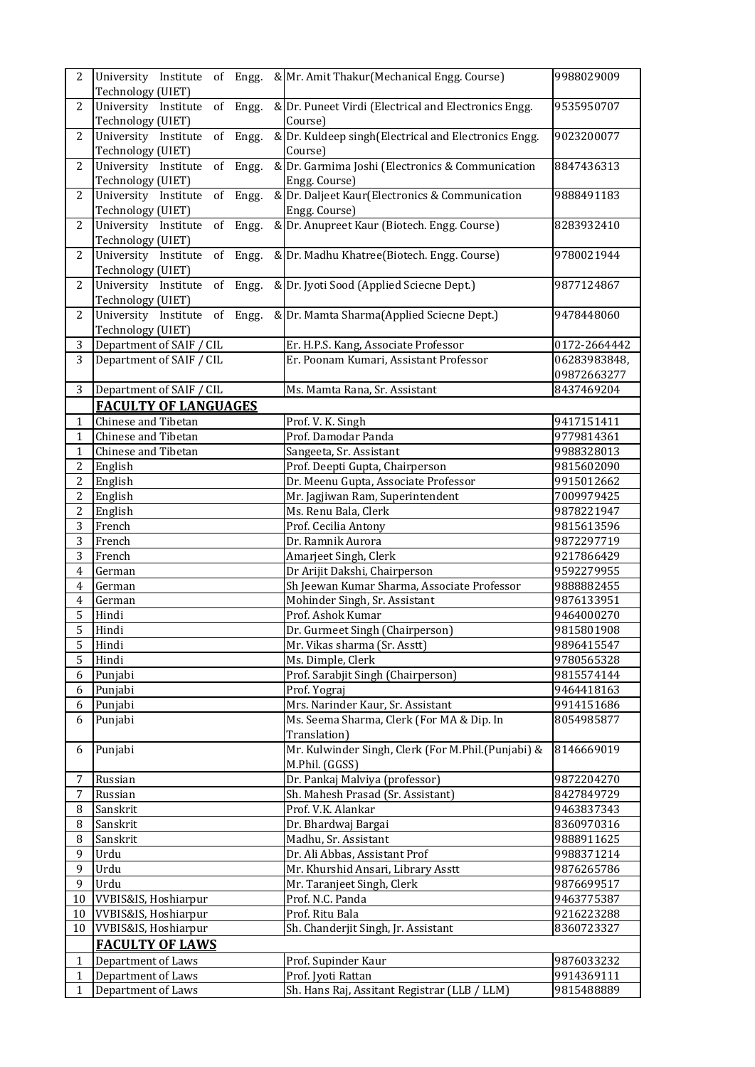| | | | |
|---|---|---|---|
| 2 | University Institute of Engg. & Technology (UIET) | Mr. Amit Thakur(Mechanical Engg. Course) | 9988029009 |
| 2 | University Institute of Engg. & Technology (UIET) | Dr. Puneet Virdi (Electrical and Electronics Engg. Course) | 9535950707 |
| 2 | University Institute of Engg. & Technology (UIET) | Dr. Kuldeep singh(Electrical and Electronics Engg. Course) | 9023200077 |
| 2 | University Institute of Engg. & Technology (UIET) | Dr. Garmima Joshi (Electronics & Communication Engg. Course) | 8847436313 |
| 2 | University Institute of Engg. & Technology (UIET) | Dr. Daljeet Kaur(Electronics & Communication Engg. Course) | 9888491183 |
| 2 | University Institute of Engg. & Technology (UIET) | Dr. Anupreet Kaur (Biotech. Engg. Course) | 8283932410 |
| 2 | University Institute of Engg. & Technology (UIET) | Dr. Madhu Khatree(Biotech. Engg. Course) | 9780021944 |
| 2 | University Institute of Engg. & Technology (UIET) | Dr. Jyoti Sood (Applied Sciecne Dept.) | 9877124867 |
| 2 | University Institute of Engg. & Technology (UIET) | Dr. Mamta Sharma(Applied Sciecne Dept.) | 9478448060 |
| 3 | Department of SAIF / CIL | Er. H.P.S. Kang, Associate Professor | 0172-2664442 |
| 3 | Department of SAIF / CIL | Er. Poonam Kumari, Assistant Professor | 06283983848, 09872663277 |
| 3 | Department of SAIF / CIL | Ms. Mamta Rana, Sr. Assistant | 8437469204 |
| | **FACULTY OF LANGUAGES** | | |
| 1 | Chinese and Tibetan | Prof. V. K. Singh | 9417151411 |
| 1 | Chinese and Tibetan | Prof. Damodar Panda | 9779814361 |
| 1 | Chinese and Tibetan | Sangeeta, Sr. Assistant | 9988328013 |
| 2 | English | Prof. Deepti Gupta, Chairperson | 9815602090 |
| 2 | English | Dr. Meenu Gupta, Associate Professor | 9915012662 |
| 2 | English | Mr. Jagjiwan Ram, Superintendent | 7009979425 |
| 2 | English | Ms. Renu Bala, Clerk | 9878221947 |
| 3 | French | Prof. Cecilia Antony | 9815613596 |
| 3 | French | Dr. Ramnik Aurora | 9872297719 |
| 3 | French | Amarjeet Singh, Clerk | 9217866429 |
| 4 | German | Dr Arijit Dakshi, Chairperson | 9592279955 |
| 4 | German | Sh Jeewan Kumar Sharma, Associate Professor | 9888882455 |
| 4 | German | Mohinder Singh, Sr. Assistant | 9876133951 |
| 5 | Hindi | Prof. Ashok Kumar | 9464000270 |
| 5 | Hindi | Dr. Gurmeet Singh (Chairperson) | 9815801908 |
| 5 | Hindi | Mr. Vikas sharma (Sr. Asstt) | 9896415547 |
| 5 | Hindi | Ms. Dimple, Clerk | 9780565328 |
| 6 | Punjabi | Prof. Sarabjit Singh (Chairperson) | 9815574144 |
| 6 | Punjabi | Prof. Yograj | 9464418163 |
| 6 | Punjabi | Mrs. Narinder Kaur, Sr. Assistant | 9914151686 |
| 6 | Punjabi | Ms. Seema Sharma, Clerk (For MA & Dip. In Translation) | 8054985877 |
| 6 | Punjabi | Mr. Kulwinder Singh, Clerk (For M.Phil.(Punjabi) & M.Phil. (GGSS) | 8146669019 |
| 7 | Russian | Dr. Pankaj Malviya (professor) | 9872204270 |
| 7 | Russian | Sh. Mahesh Prasad (Sr. Assistant) | 8427849729 |
| 8 | Sanskrit | Prof. V.K. Alankar | 9463837343 |
| 8 | Sanskrit | Dr. Bhardwaj Bargai | 8360970316 |
| 8 | Sanskrit | Madhu, Sr. Assistant | 9888911625 |
| 9 | Urdu | Dr. Ali Abbas, Assistant Prof | 9988371214 |
| 9 | Urdu | Mr. Khurshid Ansari, Library Asstt | 9876265786 |
| 9 | Urdu | Mr. Taranjeet Singh, Clerk | 9876699517 |
| 10 | VVBIS&IS, Hoshiarpur | Prof. N.C. Panda | 9463775387 |
| 10 | VVBIS&IS, Hoshiarpur | Prof. Ritu Bala | 9216223288 |
| 10 | VVBIS&IS, Hoshiarpur | Sh. Chanderjit Singh, Jr. Assistant | 8360723327 |
| | **FACULTY OF LAWS** | | |
| 1 | Department of Laws | Prof. Supinder Kaur | 9876033232 |
| 1 | Department of Laws | Prof. Jyoti Rattan | 9914369111 |
| 1 | Department of Laws | Sh. Hans Raj, Assitant Registrar (LLB / LLM) | 9815488889 |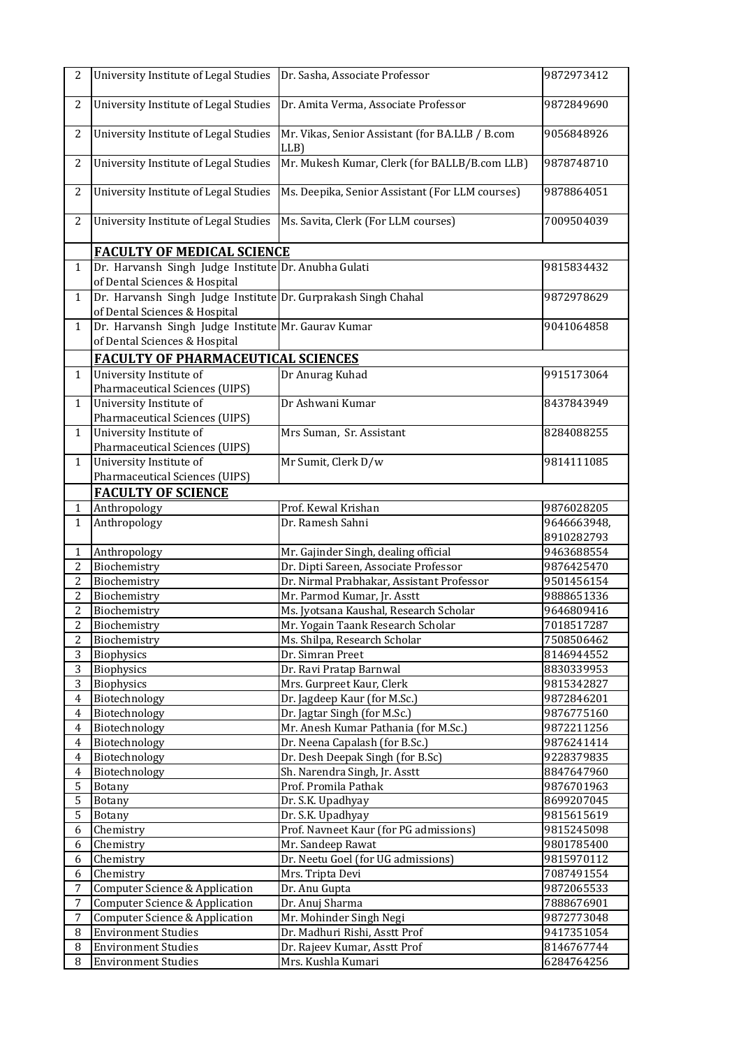| | | | |
|---|---|---|---|
| 2 | University Institute of Legal Studies | Dr. Sasha, Associate Professor | 9872973412 |
| 2 | University Institute of Legal Studies | Dr. Amita Verma, Associate Professor | 9872849690 |
| 2 | University Institute of Legal Studies | Mr. Vikas, Senior Assistant (for BA.LLB / B.com LLB) | 9056848926 |
| 2 | University Institute of Legal Studies | Mr. Mukesh Kumar, Clerk (for BALLB/B.com LLB) | 9878748710 |
| 2 | University Institute of Legal Studies | Ms. Deepika, Senior Assistant (For LLM courses) | 9878864051 |
| 2 | University Institute of Legal Studies | Ms. Savita, Clerk (For LLM courses) | 7009504039 |
| | **FACULTY OF MEDICAL SCIENCE** | | |
| 1 | Dr. Harvansh Singh Judge Institute of Dental Sciences & Hospital | Dr. Anubha Gulati | 9815834432 |
| 1 | Dr. Harvansh Singh Judge Institute of Dental Sciences & Hospital | Dr. Gurprakash Singh Chahal | 9872978629 |
| 1 | Dr. Harvansh Singh Judge Institute of Dental Sciences & Hospital | Mr. Gaurav Kumar | 9041064858 |
| | **FACULTY OF PHARMACEUTICAL SCIENCES** | | |
| 1 | University Institute of Pharmaceutical Sciences (UIPS) | Dr Anurag Kuhad | 9915173064 |
| 1 | University Institute of Pharmaceutical Sciences (UIPS) | Dr Ashwani Kumar | 8437843949 |
| 1 | University Institute of Pharmaceutical Sciences (UIPS) | Mrs Suman, Sr. Assistant | 8284088255 |
| 1 | University Institute of Pharmaceutical Sciences (UIPS) | Mr Sumit, Clerk D/w | 9814111085 |
| | **FACULTY OF SCIENCE** | | |
| 1 | Anthropology | Prof. Kewal Krishan | 9876028205 |
| 1 | Anthropology | Dr. Ramesh Sahni | 9646663948, 8910282793 |
| 1 | Anthropology | Mr. Gajinder Singh, dealing official | 9463688554 |
| 2 | Biochemistry | Dr. Dipti Sareen, Associate Professor | 9876425470 |
| 2 | Biochemistry | Dr. Nirmal Prabhakar, Assistant Professor | 9501456154 |
| 2 | Biochemistry | Mr. Parmod Kumar, Jr. Asstt | 9888651336 |
| 2 | Biochemistry | Ms. Jyotsana Kaushal, Research Scholar | 9646809416 |
| 2 | Biochemistry | Mr. Yogain Taank Research Scholar | 7018517287 |
| 2 | Biochemistry | Ms. Shilpa, Research Scholar | 7508506462 |
| 3 | Biophysics | Dr. Simran Preet | 8146944552 |
| 3 | Biophysics | Dr. Ravi Pratap Barnwal | 8830339953 |
| 3 | Biophysics | Mrs. Gurpreet Kaur, Clerk | 9815342827 |
| 4 | Biotechnology | Dr. Jagdeep Kaur (for M.Sc.) | 9872846201 |
| 4 | Biotechnology | Dr. Jagtar Singh (for M.Sc.) | 9876775160 |
| 4 | Biotechnology | Mr. Anesh Kumar Pathania (for M.Sc.) | 9872211256 |
| 4 | Biotechnology | Dr. Neena Capalash (for B.Sc.) | 9876241414 |
| 4 | Biotechnology | Dr. Desh Deepak Singh (for B.Sc) | 9228379835 |
| 4 | Biotechnology | Sh. Narendra Singh, Jr. Asstt | 8847647960 |
| 5 | Botany | Prof. Promila Pathak | 9876701963 |
| 5 | Botany | Dr. S.K. Upadhyay | 8699207045 |
| 5 | Botany | Dr. S.K. Upadhyay | 9815615619 |
| 6 | Chemistry | Prof. Navneet Kaur (for PG admissions) | 9815245098 |
| 6 | Chemistry | Mr. Sandeep Rawat | 9801785400 |
| 6 | Chemistry | Dr. Neetu Goel (for UG admissions) | 9815970112 |
| 6 | Chemistry | Mrs. Tripta Devi | 7087491554 |
| 7 | Computer Science & Application | Dr. Anu Gupta | 9872065533 |
| 7 | Computer Science & Application | Dr. Anuj Sharma | 7888676901 |
| 7 | Computer Science & Application | Mr. Mohinder Singh Negi | 9872773048 |
| 8 | Environment Studies | Dr. Madhuri Rishi, Asstt Prof | 9417351054 |
| 8 | Environment Studies | Dr. Rajeev Kumar, Asstt Prof | 8146767744 |
| 8 | Environment Studies | Mrs. Kushla Kumari | 6284764256 |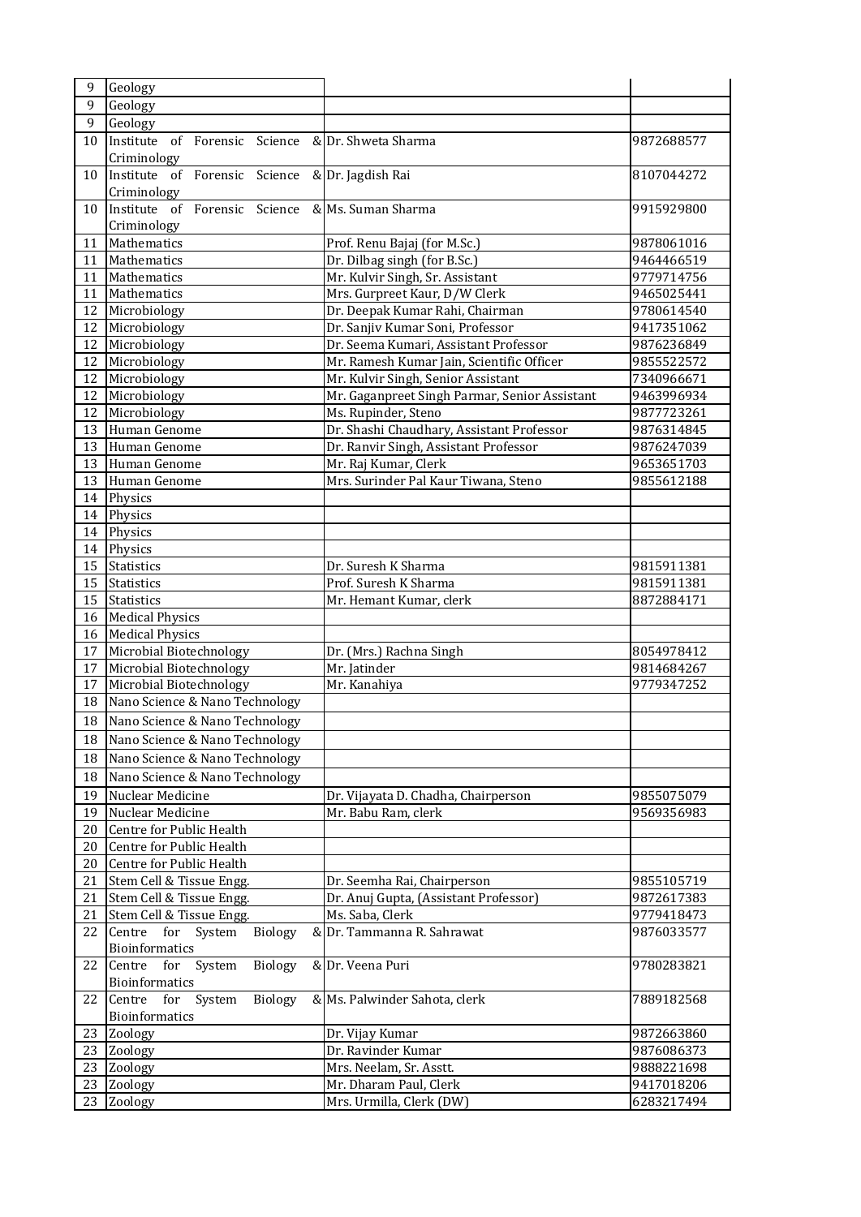| | | | |
|---|---|---|---|
| 9 | Geology | | |
| 9 | Geology | | |
| 9 | Geology | | |
| 10 | Institute of Forensic Science & Criminology | Dr. Shweta Sharma | 9872688577 |
| 10 | Institute of Forensic Science & Criminology | Dr. Jagdish Rai | 8107044272 |
| 10 | Institute of Forensic Science & Criminology | Ms. Suman Sharma | 9915929800 |
| 11 | Mathematics | Prof. Renu Bajaj (for M.Sc.) | 9878061016 |
| 11 | Mathematics | Dr. Dilbag singh (for B.Sc.) | 9464466519 |
| 11 | Mathematics | Mr. Kulvir Singh, Sr. Assistant | 9779714756 |
| 11 | Mathematics | Mrs. Gurpreet Kaur, D/W Clerk | 9465025441 |
| 12 | Microbiology | Dr. Deepak Kumar Rahi, Chairman | 9780614540 |
| 12 | Microbiology | Dr. Sanjiv Kumar Soni, Professor | 9417351062 |
| 12 | Microbiology | Dr. Seema Kumari, Assistant Professor | 9876236849 |
| 12 | Microbiology | Mr. Ramesh Kumar Jain, Scientific Officer | 9855522572 |
| 12 | Microbiology | Mr. Kulvir Singh, Senior Assistant | 7340966671 |
| 12 | Microbiology | Mr. Gaganpreet Singh Parmar, Senior Assistant | 9463996934 |
| 12 | Microbiology | Ms. Rupinder, Steno | 9877723261 |
| 13 | Human Genome | Dr. Shashi Chaudhary, Assistant Professor | 9876314845 |
| 13 | Human Genome | Dr. Ranvir Singh, Assistant Professor | 9876247039 |
| 13 | Human Genome | Mr. Raj Kumar, Clerk | 9653651703 |
| 13 | Human Genome | Mrs. Surinder Pal Kaur Tiwana, Steno | 9855612188 |
| 14 | Physics | | |
| 14 | Physics | | |
| 14 | Physics | | |
| 14 | Physics | | |
| 15 | Statistics | Dr. Suresh K Sharma | 9815911381 |
| 15 | Statistics | Prof. Suresh K Sharma | 9815911381 |
| 15 | Statistics | Mr. Hemant Kumar, clerk | 8872884171 |
| 16 | Medical Physics | | |
| 16 | Medical Physics | | |
| 17 | Microbial Biotechnology | Dr. (Mrs.) Rachna Singh | 8054978412 |
| 17 | Microbial Biotechnology | Mr. Jatinder | 9814684267 |
| 17 | Microbial Biotechnology | Mr. Kanahiya | 9779347252 |
| 18 | Nano Science & Nano Technology | | |
| 18 | Nano Science & Nano Technology | | |
| 18 | Nano Science & Nano Technology | | |
| 18 | Nano Science & Nano Technology | | |
| 18 | Nano Science & Nano Technology | | |
| 19 | Nuclear Medicine | Dr. Vijayata D. Chadha, Chairperson | 9855075079 |
| 19 | Nuclear Medicine | Mr. Babu Ram, clerk | 9569356983 |
| 20 | Centre for Public Health | | |
| 20 | Centre for Public Health | | |
| 20 | Centre for Public Health | | |
| 21 | Stem Cell & Tissue Engg. | Dr. Seemha Rai, Chairperson | 9855105719 |
| 21 | Stem Cell & Tissue Engg. | Dr. Anuj Gupta, (Assistant Professor) | 9872617383 |
| 21 | Stem Cell & Tissue Engg. | Ms. Saba, Clerk | 9779418473 |
| 22 | Centre for System Biology & Bioinformatics | Dr. Tammanna R. Sahrawat | 9876033577 |
| 22 | Centre for System Biology & Bioinformatics | Dr. Veena Puri | 9780283821 |
| 22 | Centre for System Biology & Bioinformatics | Ms. Palwinder Sahota, clerk | 7889182568 |
| 23 | Zoology | Dr. Vijay Kumar | 9872663860 |
| 23 | Zoology | Dr. Ravinder Kumar | 9876086373 |
| 23 | Zoology | Mrs. Neelam, Sr. Asstt. | 9888221698 |
| 23 | Zoology | Mr. Dharam Paul, Clerk | 9417018206 |
| 23 | Zoology | Mrs. Urmilla, Clerk (DW) | 6283217494 |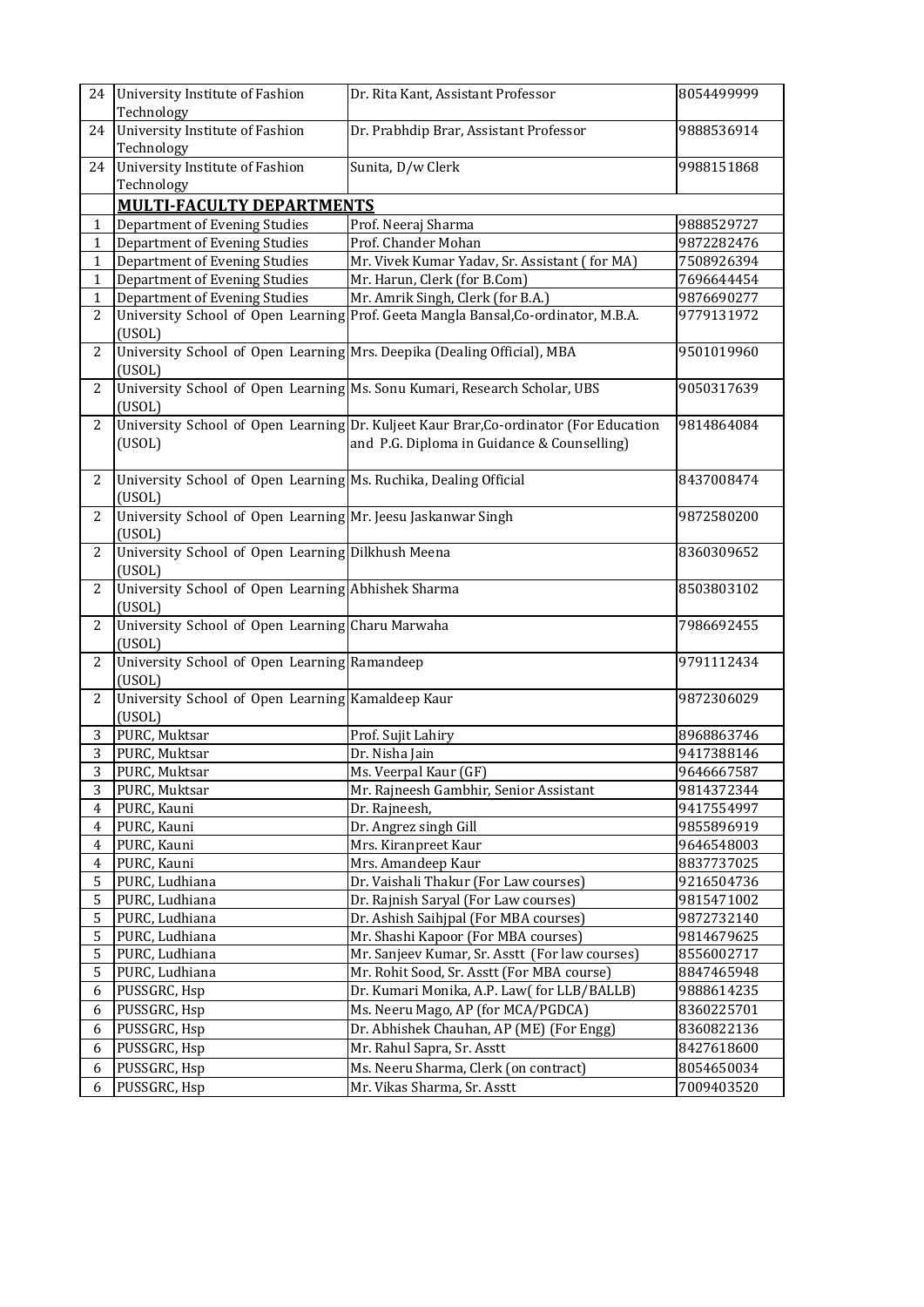| | | | |
|---|---|---|---|
| 24 | University Institute of Fashion Technology | Dr. Rita Kant, Assistant Professor | 8054499999 |
| 24 | University Institute of Fashion Technology | Dr. Prabhdip Brar, Assistant Professor | 9888536914 |
| 24 | University Institute of Fashion Technology | Sunita, D/w Clerk | 9988151868 |
| | **MULTI-FACULTY DEPARTMENTS** | | |
| 1 | Department of Evening Studies | Prof. Neeraj Sharma | 9888529727 |
| 1 | Department of Evening Studies | Prof. Chander Mohan | 9872282476 |
| 1 | Department of Evening Studies | Mr. Vivek Kumar Yadav, Sr. Assistant ( for MA) | 7508926394 |
| 1 | Department of Evening Studies | Mr. Harun, Clerk (for B.Com) | 7696644454 |
| 1 | Department of Evening Studies | Mr. Amrik Singh, Clerk (for B.A.) | 9876690277 |
| 2 | University School of Open Learning (USOL) | Prof. Geeta Mangla Bansal,Co-ordinator, M.B.A. | 9779131972 |
| 2 | University School of Open Learning (USOL) | Mrs. Deepika (Dealing Official), MBA | 9501019960 |
| 2 | University School of Open Learning (USOL) | Ms. Sonu Kumari, Research Scholar, UBS | 9050317639 |
| 2 | University School of Open Learning (USOL) | Dr. Kuljeet Kaur Brar,Co-ordinator (For Education and P.G. Diploma in Guidance & Counselling) | 9814864084 |
| 2 | University School of Open Learning (USOL) | Ms. Ruchika, Dealing Official | 8437008474 |
| 2 | University School of Open Learning (USOL) | Mr. Jeesu Jaskanwar Singh | 9872580200 |
| 2 | University School of Open Learning (USOL) | Dilkhush Meena | 8360309652 |
| 2 | University School of Open Learning (USOL) | Abhishek Sharma | 8503803102 |
| 2 | University School of Open Learning (USOL) | Charu Marwaha | 7986692455 |
| 2 | University School of Open Learning (USOL) | Ramandeep | 9791112434 |
| 2 | University School of Open Learning (USOL) | Kamaldeep Kaur | 9872306029 |
| 3 | PURC, Muktsar | Prof. Sujit Lahiry | 8968863746 |
| 3 | PURC, Muktsar | Dr. Nisha Jain | 9417388146 |
| 3 | PURC, Muktsar | Ms. Veerpal Kaur (GF) | 9646667587 |
| 3 | PURC, Muktsar | Mr. Rajneesh Gambhir, Senior Assistant | 9814372344 |
| 4 | PURC, Kauni | Dr. Rajneesh, | 9417554997 |
| 4 | PURC, Kauni | Dr. Angrez singh Gill | 9855896919 |
| 4 | PURC, Kauni | Mrs. Kiranpreet Kaur | 9646548003 |
| 4 | PURC, Kauni | Mrs. Amandeep Kaur | 8837737025 |
| 5 | PURC, Ludhiana | Dr. Vaishali Thakur (For Law courses) | 9216504736 |
| 5 | PURC, Ludhiana | Dr. Rajnish Saryal (For Law courses) | 9815471002 |
| 5 | PURC, Ludhiana | Dr. Ashish Saihjpal (For MBA courses) | 9872732140 |
| 5 | PURC, Ludhiana | Mr. Shashi Kapoor (For MBA courses) | 9814679625 |
| 5 | PURC, Ludhiana | Mr. Sanjeev Kumar, Sr. Asstt (For law courses) | 8556002717 |
| 5 | PURC, Ludhiana | Mr. Rohit Sood, Sr. Asstt (For MBA course) | 8847465948 |
| 6 | PUSSGRC, Hsp | Dr. Kumari Monika, A.P. Law( for LLB/BALLB) | 9888614235 |
| 6 | PUSSGRC, Hsp | Ms. Neeru Mago, AP (for MCA/PGDCA) | 8360225701 |
| 6 | PUSSGRC, Hsp | Dr. Abhishek Chauhan, AP (ME) (For Engg) | 8360822136 |
| 6 | PUSSGRC, Hsp | Mr. Rahul Sapra, Sr. Asstt | 8427618600 |
| 6 | PUSSGRC, Hsp | Ms. Neeru Sharma, Clerk (on contract) | 8054650034 |
| 6 | PUSSGRC, Hsp | Mr. Vikas Sharma, Sr. Asstt | 7009403520 |